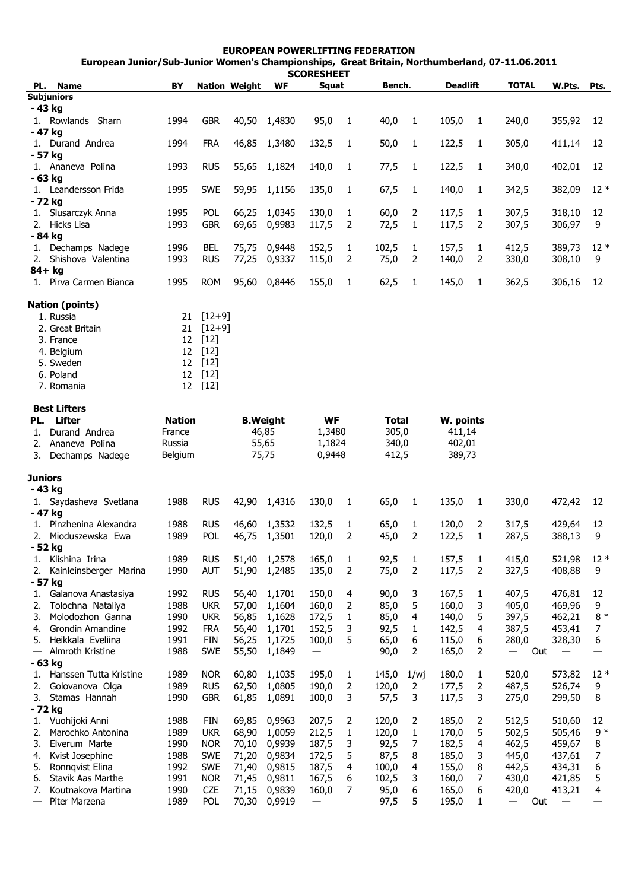# EUROPEAN POWERLIFTING FEDERATION

## European Junior/Sub-Junior Women's Championships, Great Britain, Northumberland, 07-11.06.2011

### SCORESHEET

| PL. | Name | BY | Nation | Weight | WF | Squat | | Bench. | | Deadlift | | TOTAL | W.Pts. | Pts. |
|---|---|---|---|---|---|---|---|---|---|---|---|---|---|---|
| **Subjuniors** | | | | | | | | | | | | | | |
| **- 43 kg** | | | | | | | | | | | | | | |
| 1. | Rowlands Sharn | 1994 | GBR | 40,50 | 1,4830 | 95,0 | 1 | 40,0 | 1 | 105,0 | 1 | 240,0 | 355,92 | 12 |
| **- 47 kg** | | | | | | | | | | | | | | |
| 1. | Durand Andrea | 1994 | FRA | 46,85 | 1,3480 | 132,5 | 1 | 50,0 | 1 | 122,5 | 1 | 305,0 | 411,14 | 12 |
| **- 57 kg** | | | | | | | | | | | | | | |
| 1. | Ananeva Polina | 1993 | RUS | 55,65 | 1,1824 | 140,0 | 1 | 77,5 | 1 | 122,5 | 1 | 340,0 | 402,01 | 12 |
| **- 63 kg** | | | | | | | | | | | | | | |
| 1. | Leandersson Frida | 1995 | SWE | 59,95 | 1,1156 | 135,0 | 1 | 67,5 | 1 | 140,0 | 1 | 342,5 | 382,09 | 12 * |
| **- 72 kg** | | | | | | | | | | | | | | |
| 1. | Slusarczyk Anna | 1995 | POL | 66,25 | 1,0345 | 130,0 | 1 | 60,0 | 2 | 117,5 | 1 | 307,5 | 318,10 | 12 |
| 2. | Hicks Lisa | 1993 | GBR | 69,65 | 0,9983 | 117,5 | 2 | 72,5 | 1 | 117,5 | 2 | 307,5 | 306,97 | 9 |
| **- 84 kg** | | | | | | | | | | | | | | |
| 1. | Dechamps Nadege | 1996 | BEL | 75,75 | 0,9448 | 152,5 | 1 | 102,5 | 1 | 157,5 | 1 | 412,5 | 389,73 | 12 * |
| 2. | Shishova Valentina | 1993 | RUS | 77,25 | 0,9337 | 115,0 | 2 | 75,0 | 2 | 140,0 | 2 | 330,0 | 308,10 | 9 |
| **84+ kg** | | | | | | | | | | | | | | |
| 1. | Pirva Carmen Bianca | 1995 | ROM | 95,60 | 0,8446 | 155,0 | 1 | 62,5 | 1 | 145,0 | 1 | 362,5 | 306,16 | 12 |

**Nation (points)**

| Place | Nation | Points | |
|---|---|---|---|
| 1. | Russia | 21 | [12+9] |
| 2. | Great Britain | 21 | [12+9] |
| 3. | France | 12 | [12] |
| 4. | Belgium | 12 | [12] |
| 5. | Sweden | 12 | [12] |
| 6. | Poland | 12 | [12] |
| 7. | Romania | 12 | [12] |

**Best Lifters**

| PL. | Lifter | Nation | B.Weight | WF | Total | W. points |
|---|---|---|---|---|---|---|
| 1. | Durand Andrea | France | 46,85 | 1,3480 | 305,0 | 411,14 |
| 2. | Ananeva Polina | Russia | 55,65 | 1,1824 | 340,0 | 402,01 |
| 3. | Dechamps Nadege | Belgium | 75,75 | 0,9448 | 412,5 | 389,73 |

| PL. | Name | BY | Nation | Weight | WF | Squat | | Bench. | | Deadlift | | TOTAL | W.Pts. | Pts. |
|---|---|---|---|---|---|---|---|---|---|---|---|---|---|---|
| **Juniors** | | | | | | | | | | | | | | |
| **- 43 kg** | | | | | | | | | | | | | | |
| 1. | Saydasheva Svetlana | 1988 | RUS | 42,90 | 1,4316 | 130,0 | 1 | 65,0 | 1 | 135,0 | 1 | 330,0 | 472,42 | 12 |
| **- 47 kg** | | | | | | | | | | | | | | |
| 1. | Pinzhenina Alexandra | 1988 | RUS | 46,60 | 1,3532 | 132,5 | 1 | 65,0 | 1 | 120,0 | 2 | 317,5 | 429,64 | 12 |
| 2. | Mioduszewska Ewa | 1989 | POL | 46,75 | 1,3501 | 120,0 | 2 | 45,0 | 2 | 122,5 | 1 | 287,5 | 388,13 | 9 |
| **- 52 kg** | | | | | | | | | | | | | | |
| 1. | Klishina Irina | 1989 | RUS | 51,40 | 1,2578 | 165,0 | 1 | 92,5 | 1 | 157,5 | 1 | 415,0 | 521,98 | 12 * |
| 2. | Kainleinsberger Marina | 1990 | AUT | 51,90 | 1,2485 | 135,0 | 2 | 75,0 | 2 | 117,5 | 2 | 327,5 | 408,88 | 9 |
| **- 57 kg** | | | | | | | | | | | | | | |
| 1. | Galanova Anastasiya | 1992 | RUS | 56,40 | 1,1701 | 150,0 | 4 | 90,0 | 3 | 167,5 | 1 | 407,5 | 476,81 | 12 |
| 2. | Tolochna Nataliya | 1988 | UKR | 57,00 | 1,1604 | 160,0 | 2 | 85,0 | 5 | 160,0 | 3 | 405,0 | 469,96 | 9 |
| 3. | Molodozhon Ganna | 1990 | UKR | 56,85 | 1,1628 | 172,5 | 1 | 85,0 | 4 | 140,0 | 5 | 397,5 | 462,21 | 8 * |
| 4. | Grondin Amandine | 1992 | FRA | 56,40 | 1,1701 | 152,5 | 3 | 92,5 | 1 | 142,5 | 4 | 387,5 | 453,41 | 7 |
| 5. | Heikkala Eveliina | 1991 | FIN | 56,25 | 1,1725 | 100,0 | 5 | 65,0 | 6 | 115,0 | 6 | 280,0 | 328,30 | 6 |
| — | Almroth Kristine | 1988 | SWE | 55,50 | 1,1849 | — | | 90,0 | 2 | 165,0 | 2 | — Out | — | — |
| **- 63 kg** | | | | | | | | | | | | | | |
| 1. | Hanssen Tutta Kristine | 1989 | NOR | 60,80 | 1,1035 | 195,0 | 1 | 145,0 | 1/wj | 180,0 | 1 | 520,0 | 573,82 | 12 * |
| 2. | Golovanova Olga | 1989 | RUS | 62,50 | 1,0805 | 190,0 | 2 | 120,0 | 2 | 177,5 | 2 | 487,5 | 526,74 | 9 |
| 3. | Stamas Hannah | 1990 | GBR | 61,85 | 1,0891 | 100,0 | 3 | 57,5 | 3 | 117,5 | 3 | 275,0 | 299,50 | 8 |
| **- 72 kg** | | | | | | | | | | | | | | |
| 1. | Vuohijoki Anni | 1988 | FIN | 69,85 | 0,9963 | 207,5 | 2 | 120,0 | 2 | 185,0 | 2 | 512,5 | 510,60 | 12 |
| 2. | Marochko Antonina | 1989 | UKR | 68,90 | 1,0059 | 212,5 | 1 | 120,0 | 1 | 170,0 | 5 | 502,5 | 505,46 | 9 * |
| 3. | Elverum Marte | 1990 | NOR | 70,10 | 0,9939 | 187,5 | 3 | 92,5 | 7 | 182,5 | 4 | 462,5 | 459,67 | 8 |
| 4. | Kvist Josephine | 1988 | SWE | 71,20 | 0,9834 | 172,5 | 5 | 87,5 | 8 | 185,0 | 3 | 445,0 | 437,61 | 7 |
| 5. | Ronnqvist Elina | 1992 | SWE | 71,40 | 0,9815 | 187,5 | 4 | 100,0 | 4 | 155,0 | 8 | 442,5 | 434,31 | 6 |
| 6. | Stavik Aas Marthe | 1991 | NOR | 71,45 | 0,9811 | 167,5 | 6 | 102,5 | 3 | 160,0 | 7 | 430,0 | 421,85 | 5 |
| 7. | Koutnakova Martina | 1990 | CZE | 71,15 | 0,9839 | 160,0 | 7 | 95,0 | 6 | 165,0 | 6 | 420,0 | 413,21 | 4 |
| — | Piter Marzena | 1989 | POL | 70,30 | 0,9919 | — | | 97,5 | 5 | 195,0 | 1 | — Out | — | — |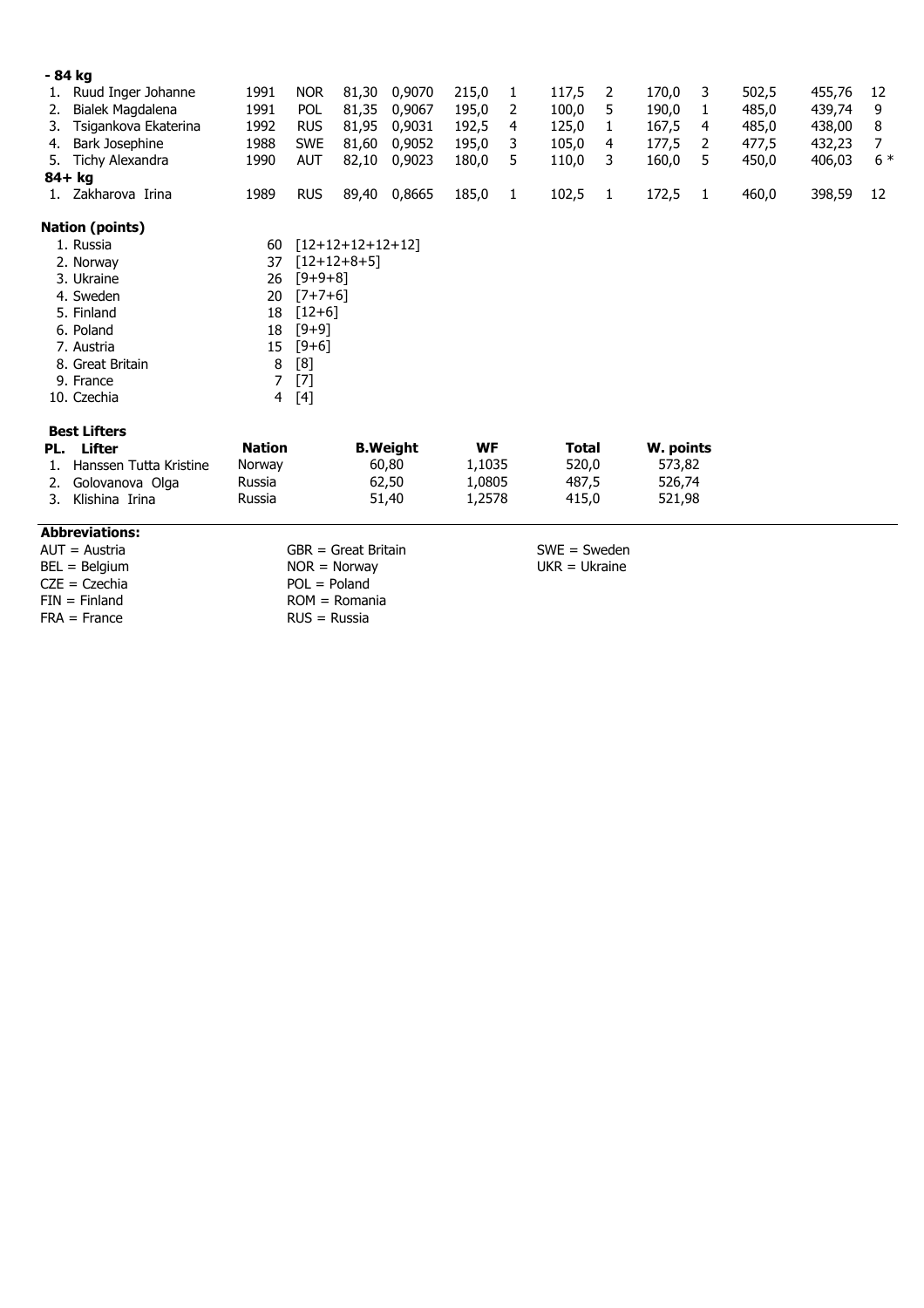**- 84 kg**

| | | | | | | | | | | | | | | |
|---|---|---|---|---|---|---|---|---|---|---|---|---|---|---|
| 1. | Ruud Inger Johanne | 1991 | NOR | 81,30 | 0,9070 | 215,0 | 1 | 117,5 | 2 | 170,0 | 3 | 502,5 | 455,76 | 12 |
| 2. | Bialek Magdalena | 1991 | POL | 81,35 | 0,9067 | 195,0 | 2 | 100,0 | 5 | 190,0 | 1 | 485,0 | 439,74 | 9 |
| 3. | Tsigankova Ekaterina | 1992 | RUS | 81,95 | 0,9031 | 192,5 | 4 | 125,0 | 1 | 167,5 | 4 | 485,0 | 438,00 | 8 |
| 4. | Bark Josephine | 1988 | SWE | 81,60 | 0,9052 | 195,0 | 3 | 105,0 | 4 | 177,5 | 2 | 477,5 | 432,23 | 7 |
| 5. | Tichy Alexandra | 1990 | AUT | 82,10 | 0,9023 | 180,0 | 5 | 110,0 | 3 | 160,0 | 5 | 450,0 | 406,03 | 6 * |

**84+ kg**

| | | | | | | | | | | | | | | |
|---|---|---|---|---|---|---|---|---|---|---|---|---|---|---|
| 1. | Zakharova Irina | 1989 | RUS | 89,40 | 0,8665 | 185,0 | 1 | 102,5 | 1 | 172,5 | 1 | 460,0 | 398,59 | 12 |

**Nation (points)**

| | | | |
|---|---|---|---|
| 1. | Russia | 60 | [12+12+12+12+12] |
| 2. | Norway | 37 | [12+12+8+5] |
| 3. | Ukraine | 26 | [9+9+8] |
| 4. | Sweden | 20 | [7+7+6] |
| 5. | Finland | 18 | [12+6] |
| 6. | Poland | 18 | [9+9] |
| 7. | Austria | 15 | [9+6] |
| 8. | Great Britain | 8 | [8] |
| 9. | France | 7 | [7] |
| 10. | Czechia | 4 | [4] |

**Best Lifters**

| PL. | Lifter | Nation | B.Weight | WF | Total | W. points |
|---|---|---|---|---|---|---|
| 1. | Hanssen Tutta Kristine | Norway | 60,80 | 1,1035 | 520,0 | 573,82 |
| 2. | Golovanova Olga | Russia | 62,50 | 1,0805 | 487,5 | 526,74 |
| 3. | Klishina Irina | Russia | 51,40 | 1,2578 | 415,0 | 521,98 |

**Abbreviations:**

AUT = Austria
BEL = Belgium
CZE = Czechia
FIN = Finland
FRA = France
GBR = Great Britain
NOR = Norway
POL = Poland
ROM = Romania
RUS = Russia
SWE = Sweden
UKR = Ukraine